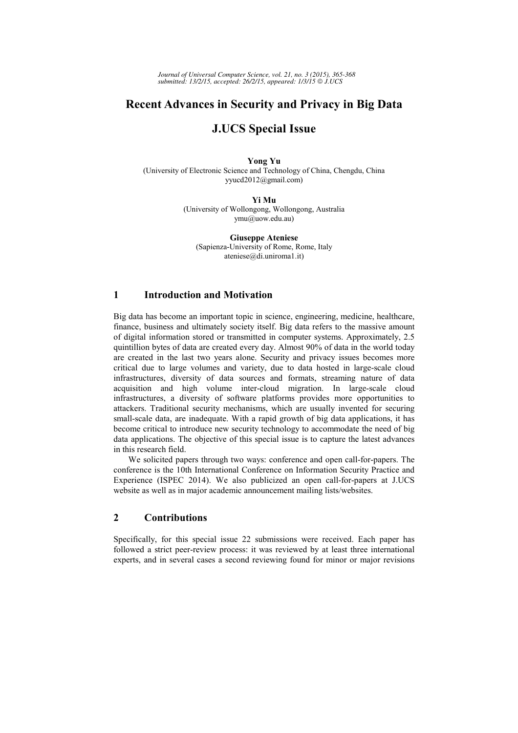# Recent Advances in Security and Privacy in Big Data

# J.UCS Special Issue

**Yong Yu**
(University of Electronic Science and Technology of China, Chengdu, China
yyucd2012@gmail.com)

**Yi Mu**
(University of Wollongong, Wollongong, Australia
ymu@uow.edu.au)

**Giuseppe Ateniese**
(Sapienza-University of Rome, Rome, Italy
ateniese@di.uniroma1.it)

## 1 Introduction and Motivation

Big data has become an important topic in science, engineering, medicine, healthcare, finance, business and ultimately society itself. Big data refers to the massive amount of digital information stored or transmitted in computer systems. Approximately, 2.5 quintillion bytes of data are created every day. Almost 90% of data in the world today are created in the last two years alone. Security and privacy issues becomes more critical due to large volumes and variety, due to data hosted in large-scale cloud infrastructures, diversity of data sources and formats, streaming nature of data acquisition and high volume inter-cloud migration. In large-scale cloud infrastructures, a diversity of software platforms provides more opportunities to attackers. Traditional security mechanisms, which are usually invented for securing small-scale data, are inadequate. With a rapid growth of big data applications, it has become critical to introduce new security technology to accommodate the need of big data applications. The objective of this special issue is to capture the latest advances in this research field.

We solicited papers through two ways: conference and open call-for-papers. The conference is the 10th International Conference on Information Security Practice and Experience (ISPEC 2014). We also publicized an open call-for-papers at J.UCS website as well as in major academic announcement mailing lists/websites.

## 2 Contributions

Specifically, for this special issue 22 submissions were received. Each paper has followed a strict peer-review process: it was reviewed by at least three international experts, and in several cases a second reviewing found for minor or major revisions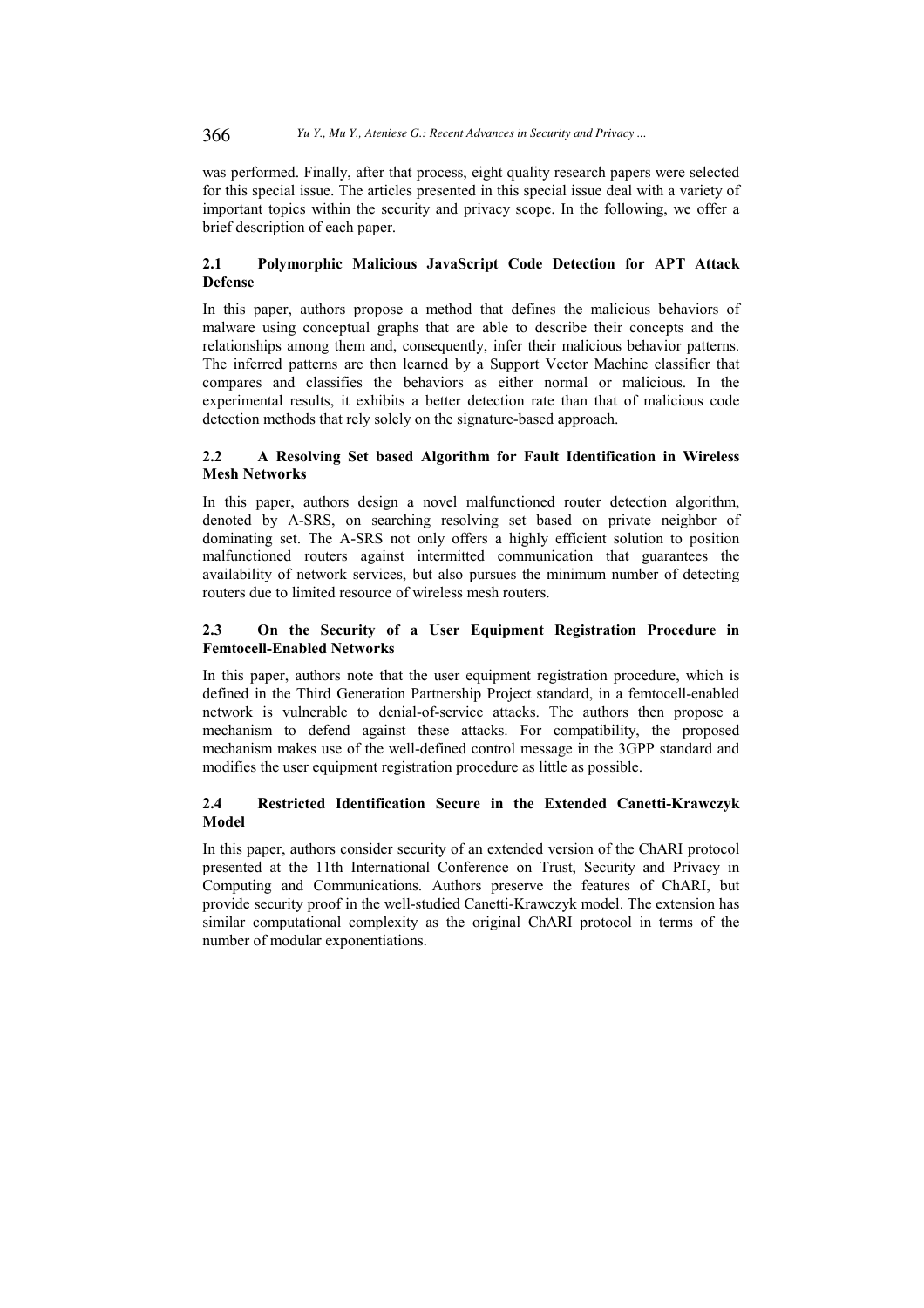was performed. Finally, after that process, eight quality research papers were selected for this special issue. The articles presented in this special issue deal with a variety of important topics within the security and privacy scope. In the following, we offer a brief description of each paper.

### 2.1 Polymorphic Malicious JavaScript Code Detection for APT Attack Defense

In this paper, authors propose a method that defines the malicious behaviors of malware using conceptual graphs that are able to describe their concepts and the relationships among them and, consequently, infer their malicious behavior patterns. The inferred patterns are then learned by a Support Vector Machine classifier that compares and classifies the behaviors as either normal or malicious. In the experimental results, it exhibits a better detection rate than that of malicious code detection methods that rely solely on the signature-based approach.

### 2.2 A Resolving Set based Algorithm for Fault Identification in Wireless Mesh Networks

In this paper, authors design a novel malfunctioned router detection algorithm, denoted by A-SRS, on searching resolving set based on private neighbor of dominating set. The A-SRS not only offers a highly efficient solution to position malfunctioned routers against intermitted communication that guarantees the availability of network services, but also pursues the minimum number of detecting routers due to limited resource of wireless mesh routers.

### 2.3 On the Security of a User Equipment Registration Procedure in Femtocell-Enabled Networks

In this paper, authors note that the user equipment registration procedure, which is defined in the Third Generation Partnership Project standard, in a femtocell-enabled network is vulnerable to denial-of-service attacks. The authors then propose a mechanism to defend against these attacks. For compatibility, the proposed mechanism makes use of the well-defined control message in the 3GPP standard and modifies the user equipment registration procedure as little as possible.

### 2.4 Restricted Identification Secure in the Extended Canetti-Krawczyk Model

In this paper, authors consider security of an extended version of the ChARI protocol presented at the 11th International Conference on Trust, Security and Privacy in Computing and Communications. Authors preserve the features of ChARI, but provide security proof in the well-studied Canetti-Krawczyk model. The extension has similar computational complexity as the original ChARI protocol in terms of the number of modular exponentiations.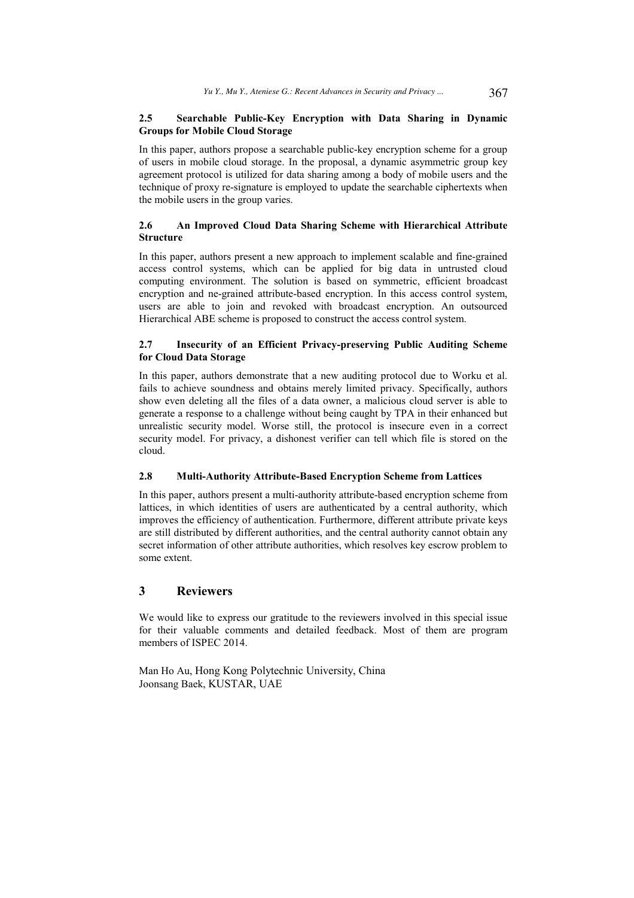### 2.5 Searchable Public-Key Encryption with Data Sharing in Dynamic Groups for Mobile Cloud Storage

In this paper, authors propose a searchable public-key encryption scheme for a group of users in mobile cloud storage. In the proposal, a dynamic asymmetric group key agreement protocol is utilized for data sharing among a body of mobile users and the technique of proxy re-signature is employed to update the searchable ciphertexts when the mobile users in the group varies.

### 2.6 An Improved Cloud Data Sharing Scheme with Hierarchical Attribute Structure

In this paper, authors present a new approach to implement scalable and fine-grained access control systems, which can be applied for big data in untrusted cloud computing environment. The solution is based on symmetric, efficient broadcast encryption and ne-grained attribute-based encryption. In this access control system, users are able to join and revoked with broadcast encryption. An outsourced Hierarchical ABE scheme is proposed to construct the access control system.

### 2.7 Insecurity of an Efficient Privacy-preserving Public Auditing Scheme for Cloud Data Storage

In this paper, authors demonstrate that a new auditing protocol due to Worku et al. fails to achieve soundness and obtains merely limited privacy. Specifically, authors show even deleting all the files of a data owner, a malicious cloud server is able to generate a response to a challenge without being caught by TPA in their enhanced but unrealistic security model. Worse still, the protocol is insecure even in a correct security model. For privacy, a dishonest verifier can tell which file is stored on the cloud.

### 2.8 Multi-Authority Attribute-Based Encryption Scheme from Lattices

In this paper, authors present a multi-authority attribute-based encryption scheme from lattices, in which identities of users are authenticated by a central authority, which improves the efficiency of authentication. Furthermore, different attribute private keys are still distributed by different authorities, and the central authority cannot obtain any secret information of other attribute authorities, which resolves key escrow problem to some extent.

## 3 Reviewers

We would like to express our gratitude to the reviewers involved in this special issue for their valuable comments and detailed feedback. Most of them are program members of ISPEC 2014.

Man Ho Au, Hong Kong Polytechnic University, China
Joonsang Baek, KUSTAR, UAE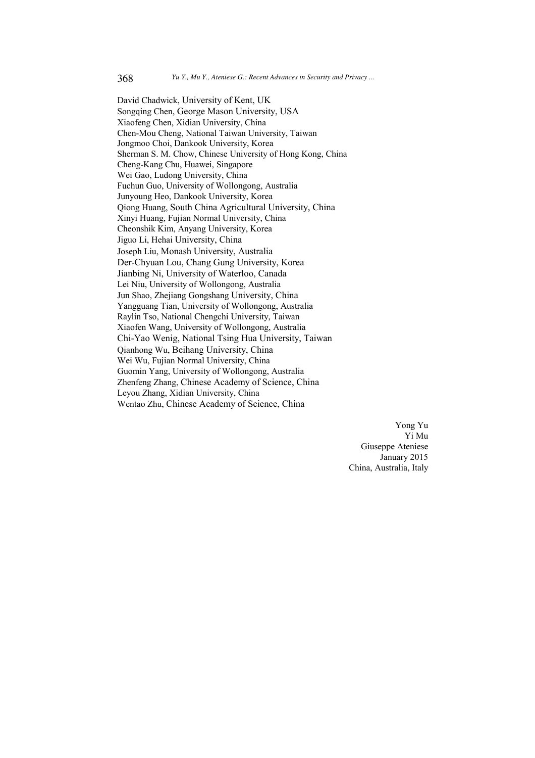David Chadwick, University of Kent, UK  
Songqing Chen, George Mason University, USA  
Xiaofeng Chen, Xidian University, China  
Chen-Mou Cheng, National Taiwan University, Taiwan  
Jongmoo Choi, Dankook University, Korea  
Sherman S. M. Chow, Chinese University of Hong Kong, China  
Cheng-Kang Chu, Huawei, Singapore  
Wei Gao, Ludong University, China  
Fuchun Guo, University of Wollongong, Australia  
Junyoung Heo, Dankook University, Korea  
Qiong Huang, South China Agricultural University, China  
Xinyi Huang, Fujian Normal University, China  
Cheonshik Kim, Anyang University, Korea  
Jiguo Li, Hehai University, China  
Joseph Liu, Monash University, Australia  
Der-Chyuan Lou, Chang Gung University, Korea  
Jianbing Ni, University of Waterloo, Canada  
Lei Niu, University of Wollongong, Australia  
Jun Shao, Zhejiang Gongshang University, China  
Yangguang Tian, University of Wollongong, Australia  
Raylin Tso, National Chengchi University, Taiwan  
Xiaofen Wang, University of Wollongong, Australia  
Chi-Yao Wenig, National Tsing Hua University, Taiwan  
Qianhong Wu, Beihang University, China  
Wei Wu, Fujian Normal University, China  
Guomin Yang, University of Wollongong, Australia  
Zhenfeng Zhang, Chinese Academy of Science, China  
Leyou Zhang, Xidian University, China  
Wentao Zhu, Chinese Academy of Science, China

Yong Yu  
Yi Mu  
Giuseppe Ateniese  
January 2015  
China, Australia, Italy